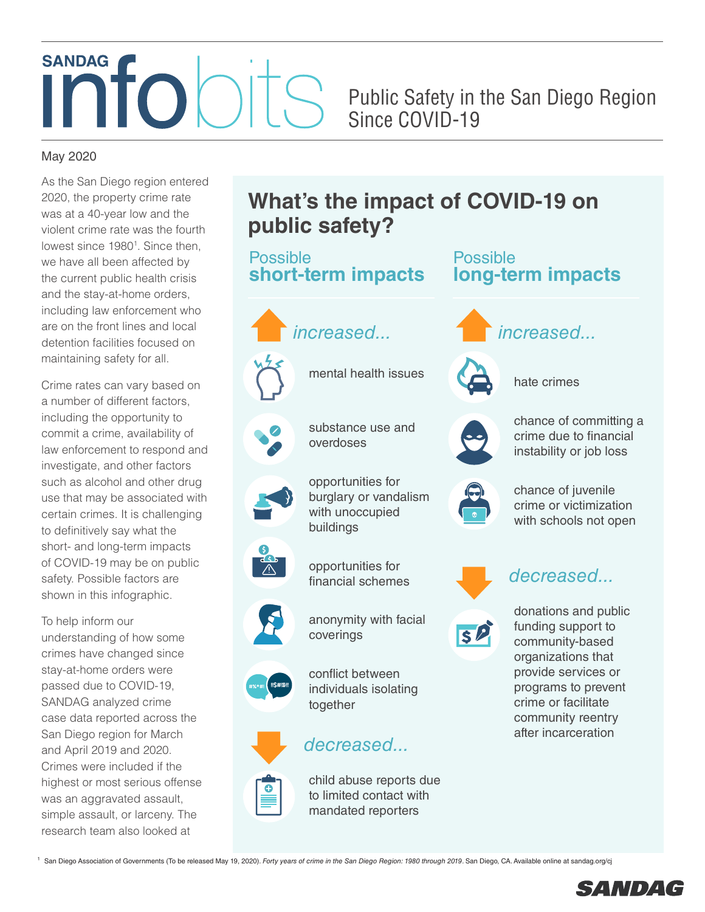# SANDAG infobits

## Public Safety in the San Diego Region Since COVID-19

May 2020

As the San Diego region entered 2020, the property crime rate was at a 40-year low and the violent crime rate was the fourth lowest since 1980[1]. Since then, we have all been affected by the current public health crisis and the stay-at-home orders, including law enforcement who are on the front lines and local detention facilities focused on maintaining safety for all.

Crime rates can vary based on a number of different factors, including the opportunity to commit a crime, availability of law enforcement to respond and investigate, and other factors such as alcohol and other drug use that may be associated with certain crimes. It is challenging to definitively say what the short- and long-term impacts of COVID-19 may be on public safety. Possible factors are shown in this infographic.

To help inform our understanding of how some crimes have changed since stay-at-home orders were passed due to COVID-19, SANDAG analyzed crime case data reported across the San Diego region for March and April 2019 and 2020. Crimes were included if the highest or most serious offense was an aggravated assault, simple assault, or larceny. The research team also looked at

## What's the impact of COVID-19 on public safety?

### Possible **short-term impacts**

*increased...*

- mental health issues
- substance use and overdoses
- opportunities for burglary or vandalism with unoccupied buildings
- opportunities for financial schemes
- anonymity with facial coverings
- conflict between individuals isolating together

*decreased...*

- child abuse reports due to limited contact with mandated reporters

### Possible **long-term impacts**

*increased...*

- hate crimes
- chance of committing a crime due to financial instability or job loss
- chance of juvenile crime or victimization with schools not open

*decreased...*

- donations and public funding support to community-based organizations that provide services or programs to prevent crime or facilitate community reentry after incarceration

[1] San Diego Association of Governments (To be released May 19, 2020). *Forty years of crime in the San Diego Region: 1980 through 2019*. San Diego, CA. Available online at sandag.org/cj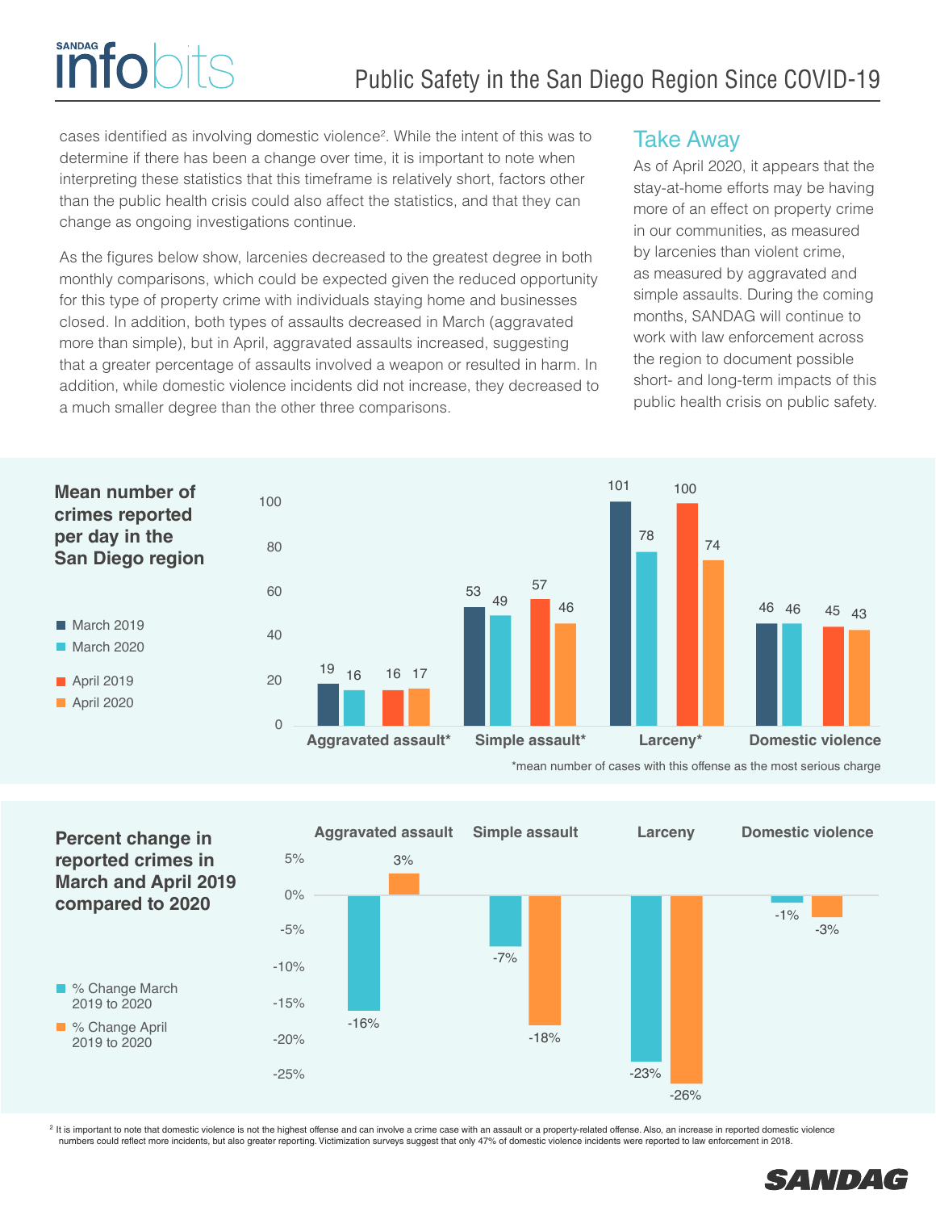cases identified as involving domestic violence[2]. While the intent of this was to determine if there has been a change over time, it is important to note when interpreting these statistics that this timeframe is relatively short, factors other than the public health crisis could also affect the statistics, and that they can change as ongoing investigations continue.

As the figures below show, larcenies decreased to the greatest degree in both monthly comparisons, which could be expected given the reduced opportunity for this type of property crime with individuals staying home and businesses closed. In addition, both types of assaults decreased in March (aggravated more than simple), but in April, aggravated assaults increased, suggesting that a greater percentage of assaults involved a weapon or resulted in harm. In addition, while domestic violence incidents did not increase, they decreased to a much smaller degree than the other three comparisons.

## Take Away

As of April 2020, it appears that the stay-at-home efforts may be having more of an effect on property crime in our communities, as measured by larcenies than violent crime, as measured by aggravated and simple assaults. During the coming months, SANDAG will continue to work with law enforcement across the region to document possible short- and long-term impacts of this public health crisis on public safety.

**Mean number of crimes reported per day in the San Diego region**

| | March 2019 | March 2020 | April 2019 | April 2020 |
|---|---|---|---|---|
| Aggravated assault* | 19 | 16 | 16 | 17 |
| Simple assault* | 53 | 49 | 57 | 46 |
| Larceny* | 101 | 78 | 100 | 74 |
| Domestic violence | 46 | 46 | 45 | 43 |

*mean number of cases with this offense as the most serious charge

**Percent change in reported crimes in March and April 2019 compared to 2020**

| | % Change March 2019 to 2020 | % Change April 2019 to 2020 |
|---|---|---|
| Aggravated assault | -16% | 3% |
| Simple assault | -7% | -18% |
| Larceny | -23% | -26% |
| Domestic violence | -1% | -3% |

[2] It is important to note that domestic violence is not the highest offense and can involve a crime case with an assault or a property-related offense. Also, an increase in reported domestic violence numbers could reflect more incidents, but also greater reporting. Victimization surveys suggest that only 47% of domestic violence incidents were reported to law enforcement in 2018.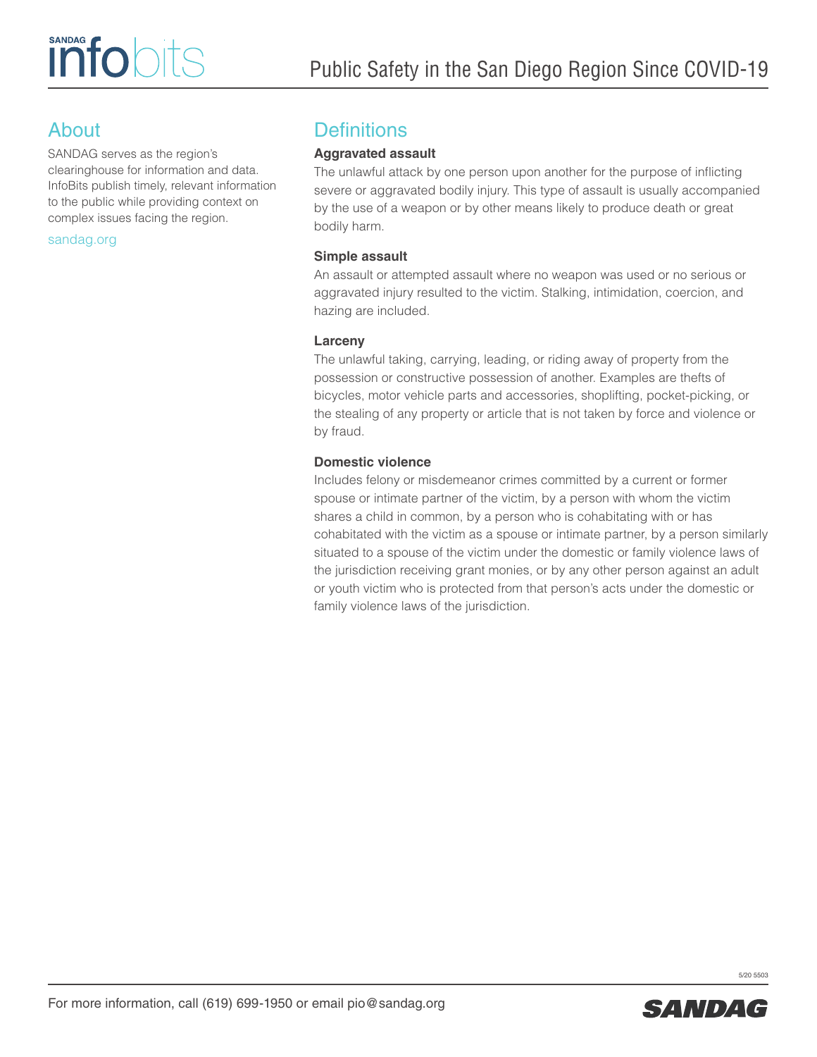## About

SANDAG serves as the region's clearinghouse for information and data. InfoBits publish timely, relevant information to the public while providing context on complex issues facing the region.

sandag.org

## Definitions

**Aggravated assault**

The unlawful attack by one person upon another for the purpose of inflicting severe or aggravated bodily injury. This type of assault is usually accompanied by the use of a weapon or by other means likely to produce death or great bodily harm.

**Simple assault**

An assault or attempted assault where no weapon was used or no serious or aggravated injury resulted to the victim. Stalking, intimidation, coercion, and hazing are included.

**Larceny**

The unlawful taking, carrying, leading, or riding away of property from the possession or constructive possession of another. Examples are thefts of bicycles, motor vehicle parts and accessories, shoplifting, pocket-picking, or the stealing of any property or article that is not taken by force and violence or by fraud.

**Domestic violence**

Includes felony or misdemeanor crimes committed by a current or former spouse or intimate partner of the victim, by a person with whom the victim shares a child in common, by a person who is cohabitating with or has cohabitated with the victim as a spouse or intimate partner, by a person similarly situated to a spouse of the victim under the domestic or family violence laws of the jurisdiction receiving grant monies, or by any other person against an adult or youth victim who is protected from that person's acts under the domestic or family violence laws of the jurisdiction.

5/20 5503

For more information, call (619) 699-1950 or email pio@sandag.org